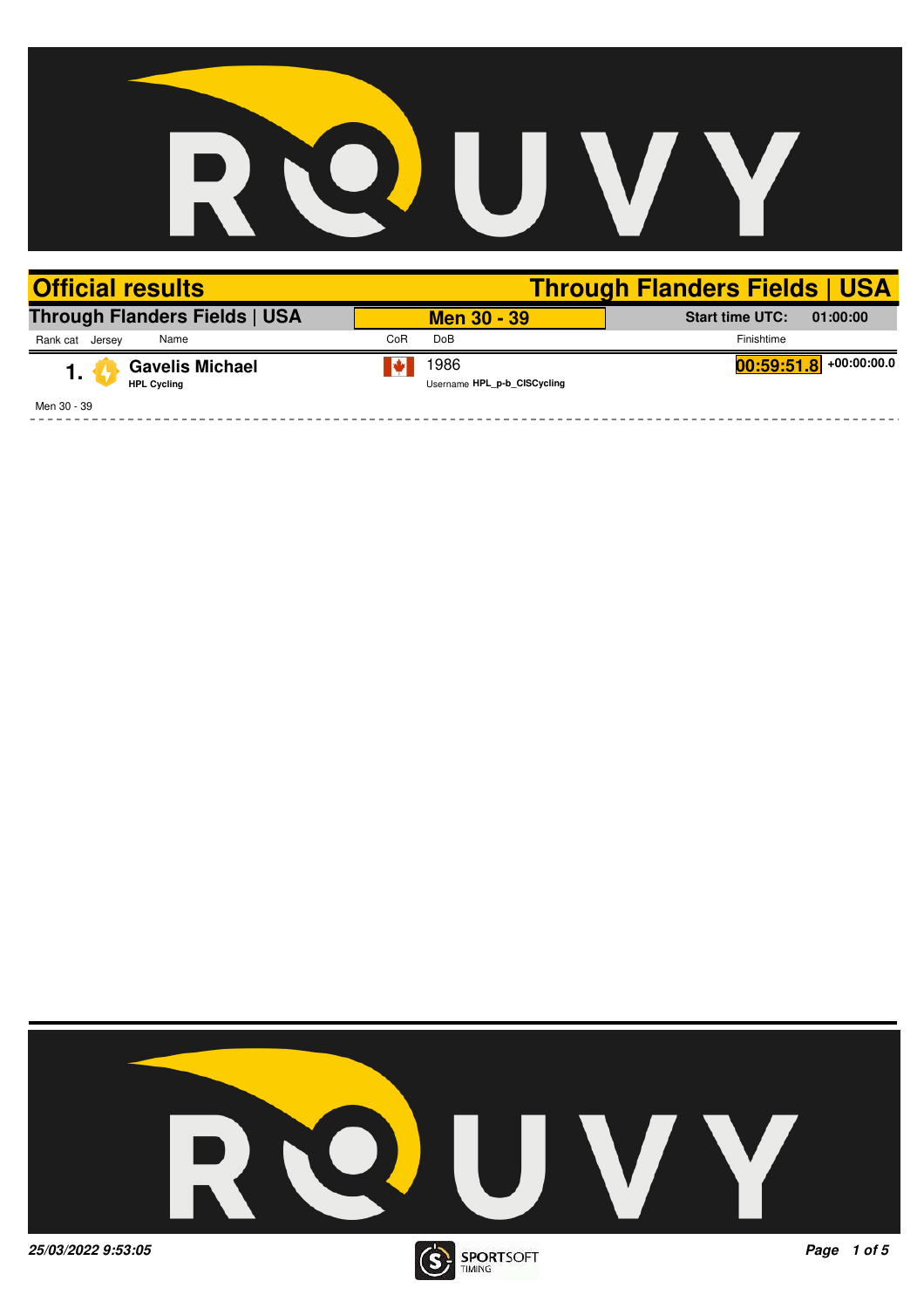# Official results

## Through Flanders Fields | USA

**Through Flanders Fields | USA** — **Men 30 - 39** — **Start time UTC: 01:00:00**

| Rank cat | Jersey | Name | CoR | DoB | Finishtime | |
|---|---|---|---|---|---|---|
| 1. | | **Gavelis Michael** HPL Cycling | CAN | 1986 Username **HPL_p-b_CISCycling** | 00:59:51.8 | +00:00:00.0 |

Men 30 - 39

*25/03/2022 9:53:05*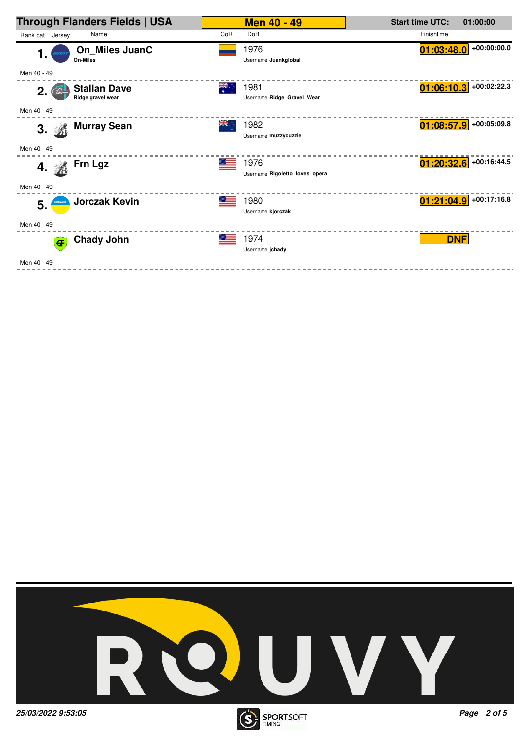# Through Flanders Fields | USA

## Men 40 - 49

**Start time UTC:** 01:00:00

| Rank | Name | Team | CoR | DoB | Username | Finishtime | Gap | Cat |
|---|---|---|---|---|---|---|---|---|
| 1. | On_Miles JuanC | On-Miles | COL | 1976 | Juanglobal | 01:03:48.0 | +00:00:00.0 | Men 40 - 49 |
| 2. | Stallan Dave | Ridge gravel wear | AUS | 1981 | Ridge_Gravel_Wear | 01:06:10.3 | +00:02:22.3 | Men 40 - 49 |
| 3. | Murray Sean | | NZL | 1982 | muzzycuzzie | 01:08:57.9 | +00:05:09.8 | Men 40 - 49 |
| 4. | Frn Lgz | | USA | 1976 | Rigoletto_loves_opera | 01:20:32.6 | +00:16:44.5 | Men 40 - 49 |
| 5. | Jorczak Kevin | | USA | 1980 | kjorczak | 01:21:04.9 | +00:17:16.8 | Men 40 - 49 |
| | Chady John | | USA | 1974 | jchady | DNF | | Men 40 - 49 |

25/03/2022 9:53:05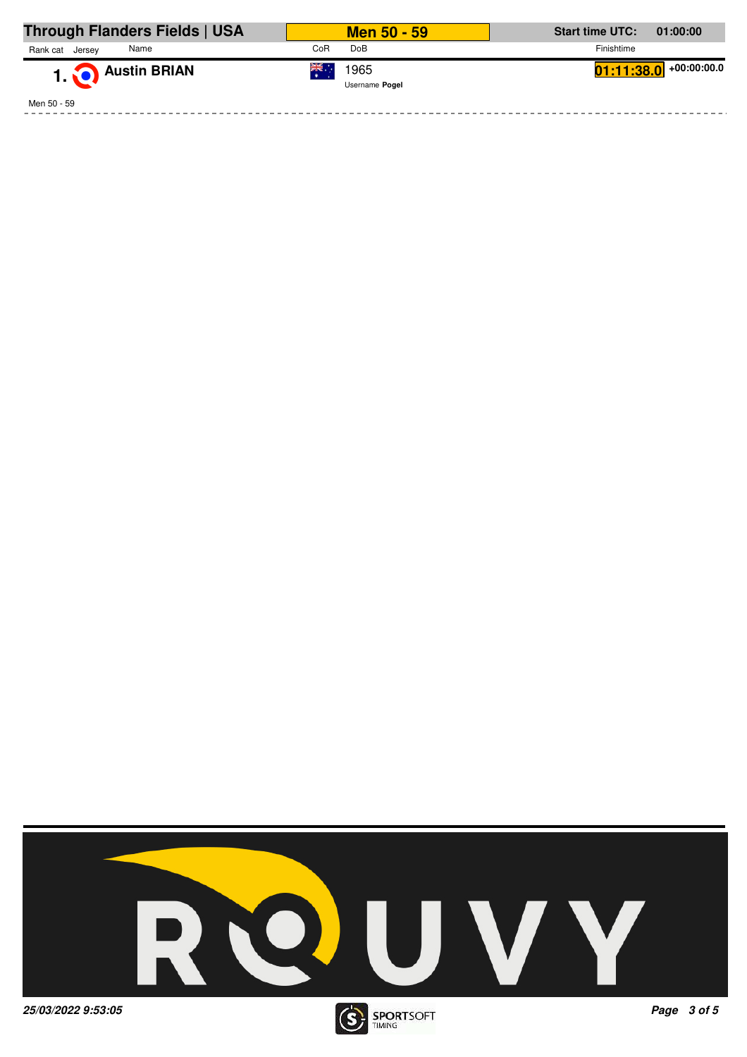# Through Flanders Fields | USA

## Men 50 - 59

**Start time UTC:** 01:00:00

| Rank cat | Jersey | Name | CoR | DoB | Finishtime | |
|---|---|---|---|---|---|---|
| **1.** | | **Austin BRIAN** | | 1965<br>Username **Pogel** | **01:11:38.0** | **+00:00:00.0** |

Men 50 - 59

*25/03/2022 9:53:05*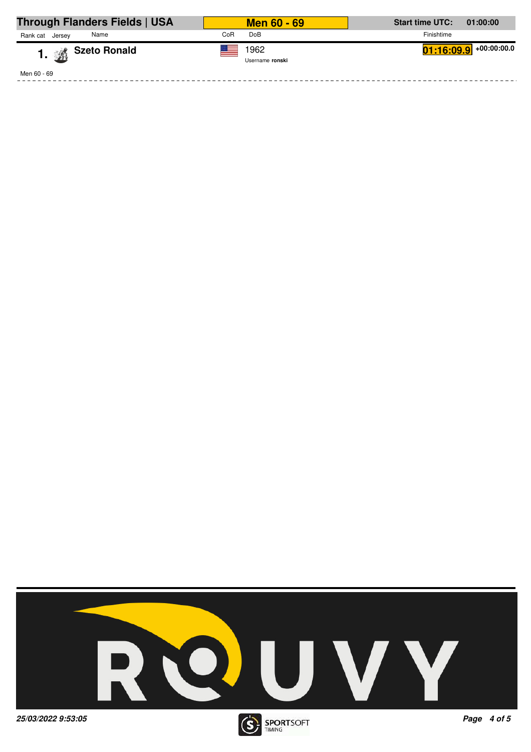# Through Flanders Fields | USA

## Men 60 - 69

**Start time UTC:** 01:00:00

| Rank cat | Jersey | Name | CoR | DoB | Finishtime | |
|---|---|---|---|---|---|---|
| **1.** | | **Szeto Ronald** | USA | 1962<br>Username **ronski** | **01:16:09.9** | +00:00:00.0 |

Men 60 - 69

*25/03/2022 9:53:05*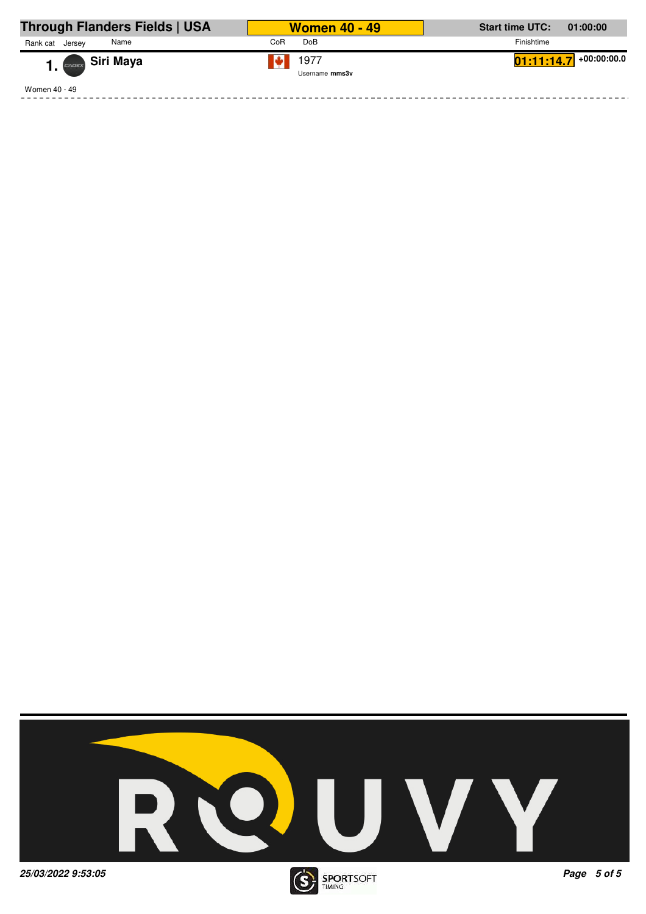# Through Flanders Fields | USA

## Women 40 - 49

**Start time UTC:** 01:00:00

| Rank cat | Jersey | Name | CoR | DoB | Finishtime | |
|---|---|---|---|---|---|---|
| 1. | | Siri Maya | | 1977<br>Username **mms3v** | 01:11:14.7 | +00:00:00.0 |

Women 40 - 49

*25/03/2022 9:53:05*